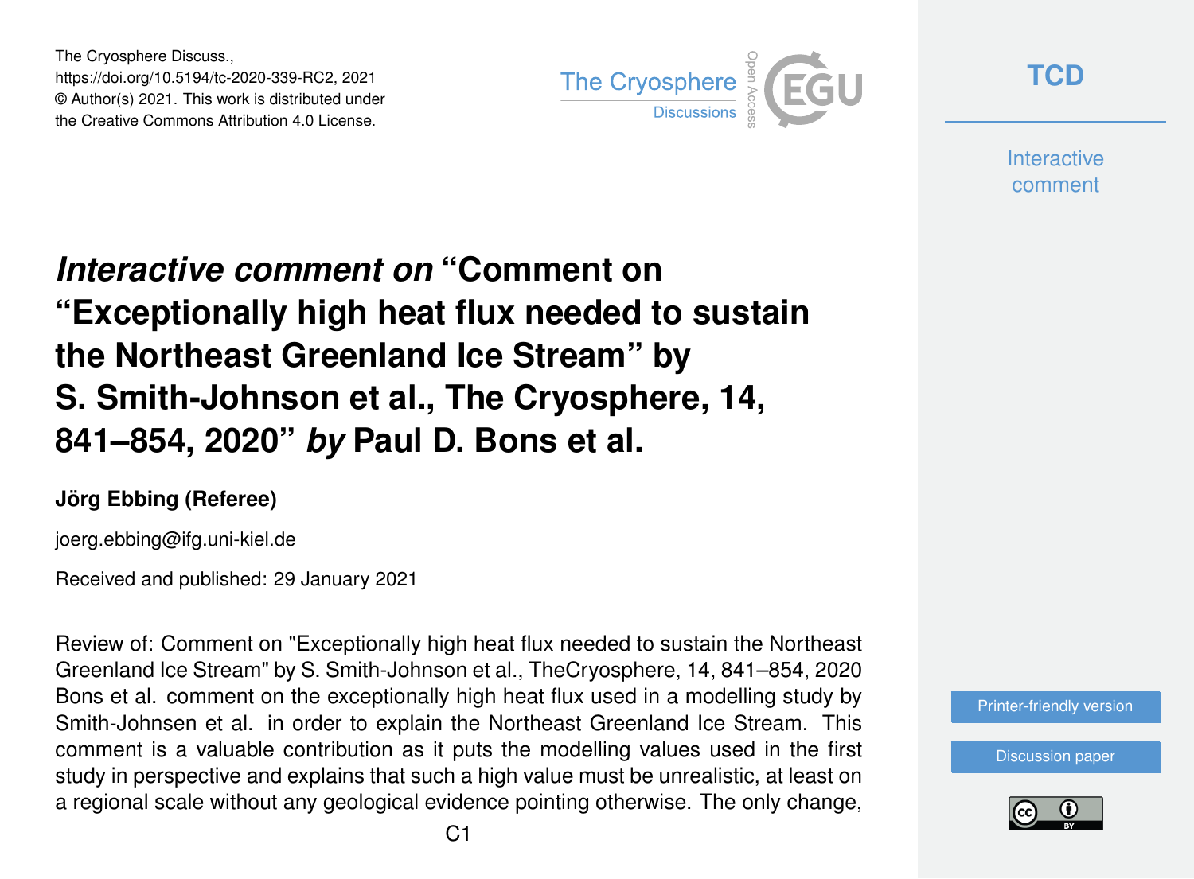The Cryosphere Discuss.,
https://doi.org/10.5194/tc-2020-339-RC2, 2021
© Author(s) 2021. This work is distributed under
the Creative Commons Attribution 4.0 License.

# *Interactive comment on* "Comment on "Exceptionally high heat flux needed to sustain the Northeast Greenland Ice Stream" by S. Smith-Johnson et al., The Cryosphere, 14, 841–854, 2020" *by* Paul D. Bons et al.

**Jörg Ebbing (Referee)**

joerg.ebbing@ifg.uni-kiel.de

Received and published: 29 January 2021

Review of: Comment on "Exceptionally high heat flux needed to sustain the Northeast Greenland Ice Stream" by S. Smith-Johnson et al., TheCryosphere, 14, 841–854, 2020 Bons et al. comment on the exceptionally high heat flux used in a modelling study by Smith-Johnsen et al. in order to explain the Northeast Greenland Ice Stream. This comment is a valuable contribution as it puts the modelling values used in the first study in perspective and explains that such a high value must be unrealistic, at least on a regional scale without any geological evidence pointing otherwise. The only change,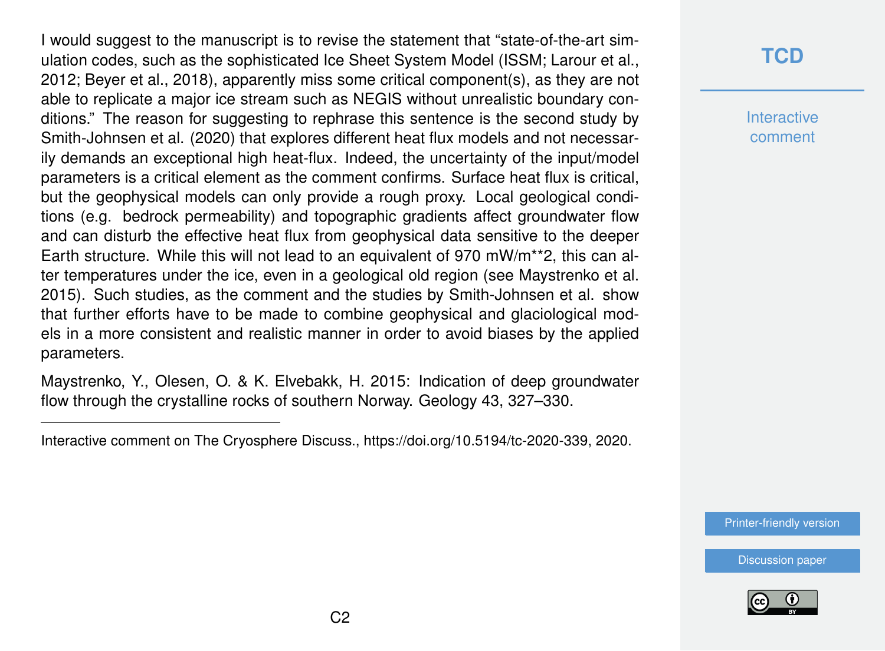I would suggest to the manuscript is to revise the statement that "state-of-the-art simulation codes, such as the sophisticated Ice Sheet System Model (ISSM; Larour et al., 2012; Beyer et al., 2018), apparently miss some critical component(s), as they are not able to replicate a major ice stream such as NEGIS without unrealistic boundary conditions." The reason for suggesting to rephrase this sentence is the second study by Smith-Johnsen et al. (2020) that explores different heat flux models and not necessarily demands an exceptional high heat-flux. Indeed, the uncertainty of the input/model parameters is a critical element as the comment confirms. Surface heat flux is critical, but the geophysical models can only provide a rough proxy. Local geological conditions (e.g. bedrock permeability) and topographic gradients affect groundwater flow and can disturb the effective heat flux from geophysical data sensitive to the deeper Earth structure. While this will not lead to an equivalent of 970 mW/m**2, this can alter temperatures under the ice, even in a geological old region (see Maystrenko et al. 2015). Such studies, as the comment and the studies by Smith-Johnsen et al. show that further efforts have to be made to combine geophysical and glaciological models in a more consistent and realistic manner in order to avoid biases by the applied parameters.

Maystrenko, Y., Olesen, O. & K. Elvebakk, H. 2015: Indication of deep groundwater flow through the crystalline rocks of southern Norway. Geology 43, 327–330.

---

Interactive comment on The Cryosphere Discuss., https://doi.org/10.5194/tc-2020-339, 2020.